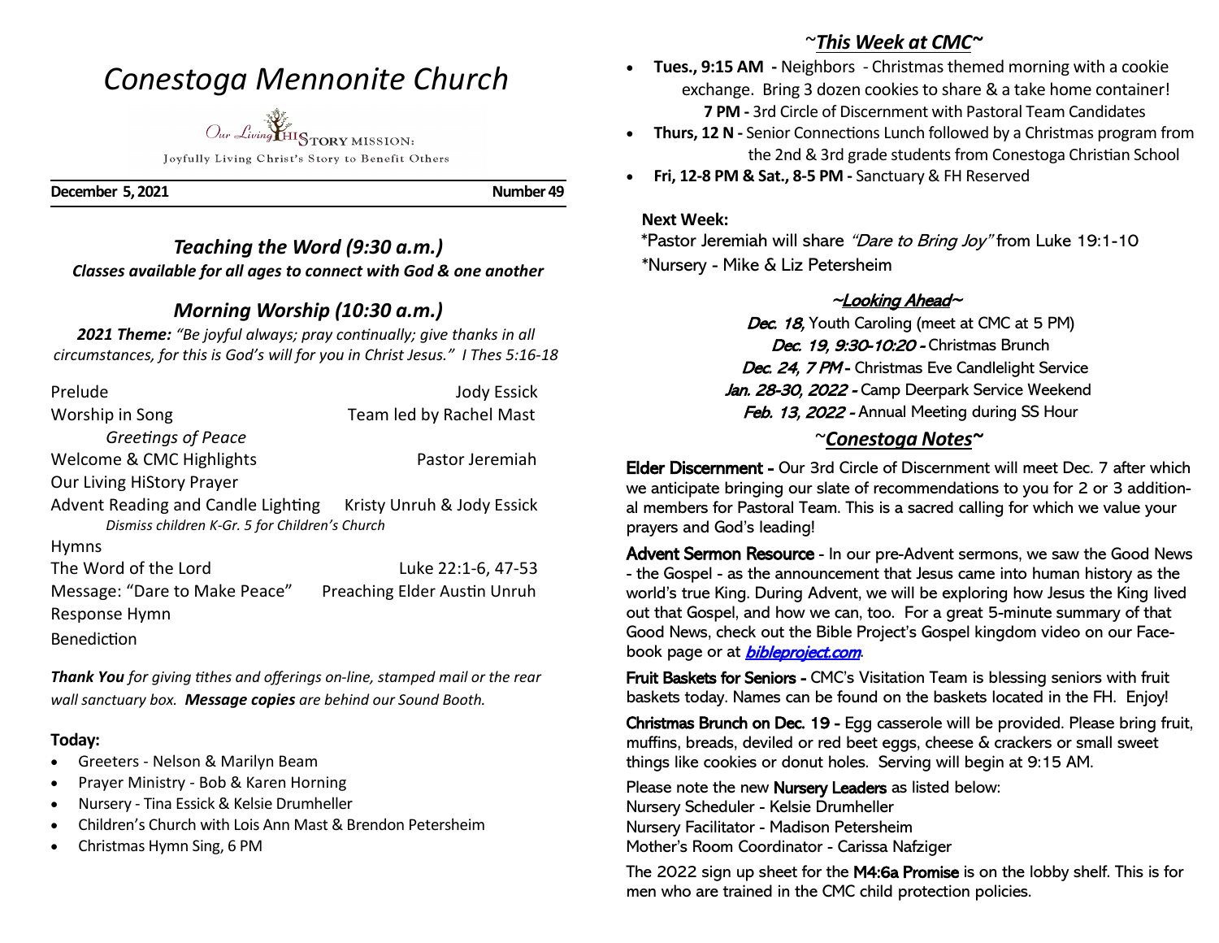# Conestoga Mennonite Church

Our Living HISTORY MISSION:

Joyfully Living Christ's Story to Benefit Others

**December 5, 2021** **Number 49**

## *Teaching the Word (9:30 a.m.)*

***Classes available for all ages to connect with God & one another***

## *Morning Worship (10:30 a.m.)*

***2021 Theme:*** *"Be joyful always; pray continually; give thanks in all circumstances, for this is God's will for you in Christ Jesus." I Thes 5:16-18*

| | |
|---|---|
| Prelude | Jody Essick |
| Worship in Song | Team led by Rachel Mast |
| *Greetings of Peace* | |
| Welcome & CMC Highlights | Pastor Jeremiah |
| Our Living HiStory Prayer | |
| Advent Reading and Candle Lighting | Kristy Unruh & Jody Essick |
| *Dismiss children K-Gr. 5 for Children's Church* | |
| Hymns | |
| The Word of the Lord | Luke 22:1-6, 47-53 |
| Message: "Dare to Make Peace" | Preaching Elder Austin Unruh |
| Response Hymn | |
| Benediction | |

***Thank You*** *for giving tithes and offerings on-line, stamped mail or the rear wall sanctuary box.* ***Message copies*** *are behind our Sound Booth.*

**Today:**

- Greeters - Nelson & Marilyn Beam
- Prayer Ministry - Bob & Karen Horning
- Nursery - Tina Essick & Kelsie Drumheller
- Children's Church with Lois Ann Mast & Brendon Petersheim
- Christmas Hymn Sing, 6 PM

## ~*This Week at CMC*~

- **Tues., 9:15 AM -** Neighbors - Christmas themed morning with a cookie exchange. Bring 3 dozen cookies to share & a take home container!
  **7 PM -** 3rd Circle of Discernment with Pastoral Team Candidates
- **Thurs, 12 N -** Senior Connections Lunch followed by a Christmas program from the 2nd & 3rd grade students from Conestoga Christian School
- **Fri, 12-8 PM & Sat., 8-5 PM -** Sanctuary & FH Reserved

**Next Week:**

*Pastor Jeremiah will share *"Dare to Bring Joy"* from Luke 19:1-10
*Nursery - Mike & Liz Petersheim

### ~*Looking Ahead*~

*Dec. 18,* Youth Caroling (meet at CMC at 5 PM)
*Dec. 19, 9:30-10:20 -* Christmas Brunch
*Dec. 24, 7 PM -* Christmas Eve Candlelight Service
*Jan. 28-30, 2022 -* Camp Deerpark Service Weekend
*Feb. 13, 2022 -* Annual Meeting during SS Hour

## ~*Conestoga Notes*~

**Elder Discernment -** Our 3rd Circle of Discernment will meet Dec. 7 after which we anticipate bringing our slate of recommendations to you for 2 or 3 additional members for Pastoral Team. This is a sacred calling for which we value your prayers and God's leading!

**Advent Sermon Resource** - In our pre-Advent sermons, we saw the Good News - the Gospel - as the announcement that Jesus came into human history as the world's true King. During Advent, we will be exploring how Jesus the King lived out that Gospel, and how we can, too. For a great 5-minute summary of that Good News, check out the Bible Project's Gospel kingdom video on our Facebook page or at *bibleproject.com*.

**Fruit Baskets for Seniors -** CMC's Visitation Team is blessing seniors with fruit baskets today. Names can be found on the baskets located in the FH. Enjoy!

**Christmas Brunch on Dec. 19 -** Egg casserole will be provided. Please bring fruit, muffins, breads, deviled or red beet eggs, cheese & crackers or small sweet things like cookies or donut holes. Serving will begin at 9:15 AM.

Please note the new **Nursery Leaders** as listed below:
Nursery Scheduler - Kelsie Drumheller
Nursery Facilitator - Madison Petersheim
Mother's Room Coordinator - Carissa Nafziger

The 2022 sign up sheet for the **M4:6a Promise** is on the lobby shelf. This is for men who are trained in the CMC child protection policies.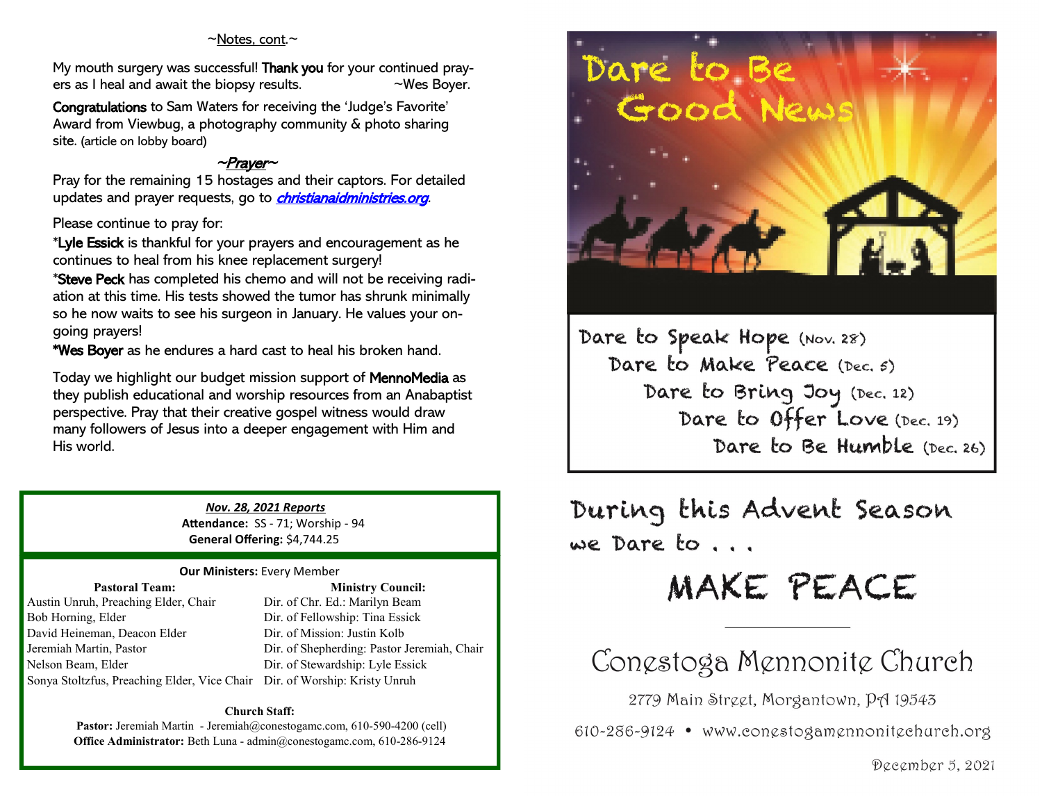~Notes, cont.~

My mouth surgery was successful! **Thank you** for your continued prayers as I heal and await the biopsy results. ~Wes Boyer.

**Congratulations** to Sam Waters for receiving the 'Judge's Favorite' Award from Viewbug, a photography community & photo sharing site. (article on lobby board)

## ~*Prayer*~

Pray for the remaining 15 hostages and their captors. For detailed updates and prayer requests, go to ***christianaidministries.org***.

Please continue to pray for:

*Lyle Essick is thankful for your prayers and encouragement as he continues to heal from his knee replacement surgery!

*Steve Peck has completed his chemo and will not be receiving radiation at this time. His tests showed the tumor has shrunk minimally so he now waits to see his surgeon in January. He values your ongoing prayers!

***Wes Boyer** as he endures a hard cast to heal his broken hand.

Today we highlight our budget mission support of **MennoMedia** as they publish educational and worship resources from an Anabaptist perspective. Pray that their creative gospel witness would draw many followers of Jesus into a deeper engagement with Him and His world.

***Nov. 28, 2021 Reports***
**Attendance:** SS - 71; Worship - 94
**General Offering:** $4,744.25

**Our Ministers:** Every Member

| Pastoral Team: | Ministry Council: |
|---|---|
| Austin Unruh, Preaching Elder, Chair | Dir. of Chr. Ed.: Marilyn Beam |
| Bob Horning, Elder | Dir. of Fellowship: Tina Essick |
| David Heineman, Deacon Elder | Dir. of Mission: Justin Kolb |
| Jeremiah Martin, Pastor | Dir. of Shepherding: Pastor Jeremiah, Chair |
| Nelson Beam, Elder | Dir. of Stewardship: Lyle Essick |
| Sonya Stoltzfus, Preaching Elder, Vice Chair | Dir. of Worship: Kristy Unruh |

**Church Staff:**
**Pastor:** Jeremiah Martin - Jeremiah@conestogamc.com, 610-590-4200 (cell)
**Office Administrator:** Beth Luna - admin@conestogamc.com, 610-286-9124

# Dare to Be Good News

Dare to Speak Hope (Nov. 28)
Dare to Make Peace (Dec. 5)
Dare to Bring Joy (Dec. 12)
Dare to Offer Love (Dec. 19)
Dare to Be Humble (Dec. 26)

During this Advent Season we Dare to . . .

# MAKE PEACE

## Conestoga Mennonite Church

2779 Main Street, Morgantown, PA 19543

610-286-9124 • www.conestogamennonitechurch.org

December 5, 2021